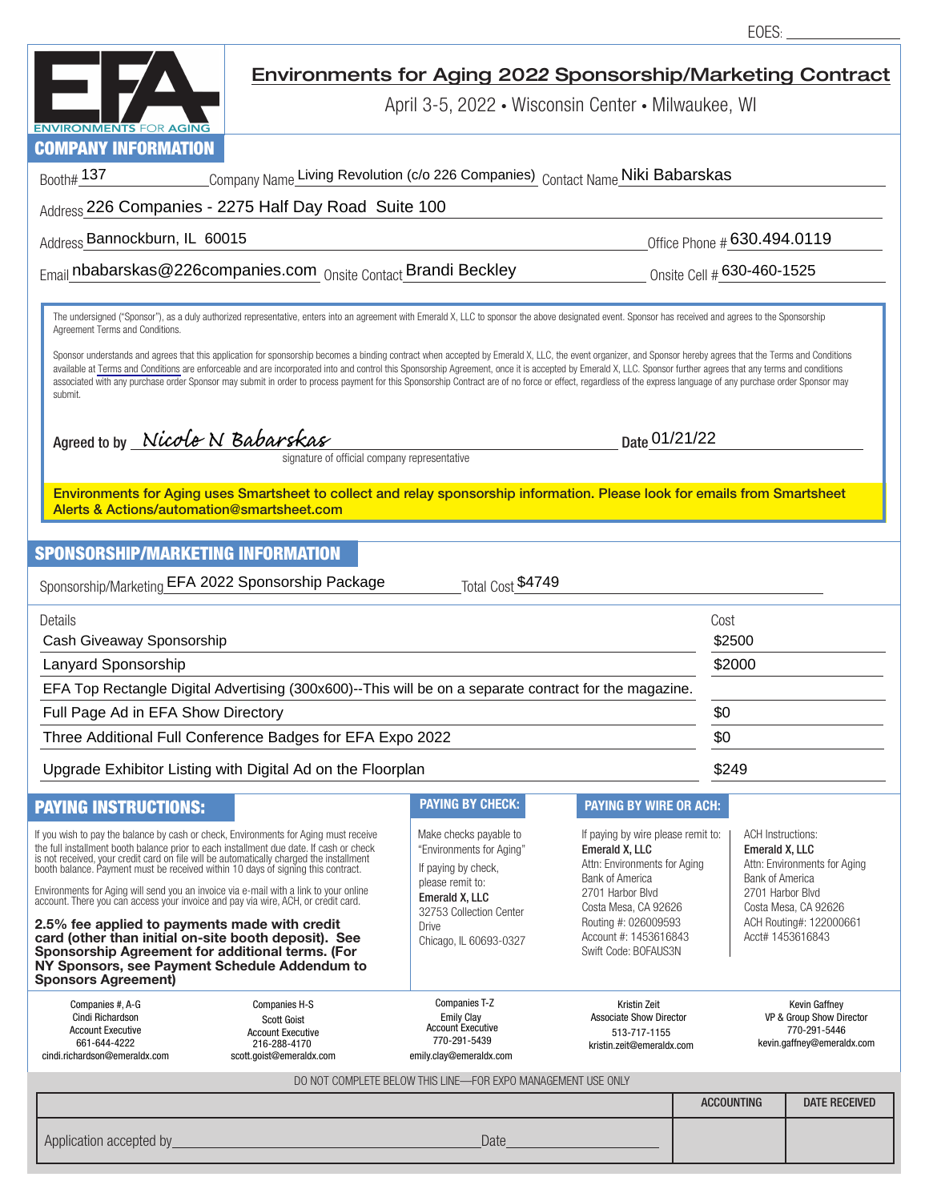EOES: ______________

# Environments for Aging 2022 Sponsorship/Marketing Contract

April 3-5, 2022 • Wisconsin Center • Milwaukee, WI

ENVIRONMENTS FOR AGING

## COMPANY INFORMATION

Booth# 137 Company Name Living Revolution (c/o 226 Companies) Contact Name Niki Babarskas

Address 226 Companies - 2275 Half Day Road Suite 100

Address Bannockburn, IL 60015 Office Phone # 630.494.0119

Email nbabarskas@226companies.com Onsite Contact Brandi Beckley Onsite Cell # 630-460-1525

The undersigned ("Sponsor"), as a duly authorized representative, enters into an agreement with Emerald X, LLC to sponsor the above designated event. Sponsor has received and agrees to the Sponsorship Agreement Terms and Conditions.

Sponsor understands and agrees that this application for sponsorship becomes a binding contract when accepted by Emerald X, LLC, the event organizer, and Sponsor hereby agrees that the Terms and Conditions available at Terms and Conditions are enforceable and are incorporated into and control this Sponsorship Agreement, once it is accepted by Emerald X, LLC. Sponsor further agrees that any terms and conditions associated with any purchase order Sponsor may submit in order to process payment for this Sponsorship Contract are of no force or effect, regardless of the express language of any purchase order Sponsor may submit.

Agreed to by *Nicole N Babarskas* Date 01/21/22

signature of official company representative

**Environments for Aging uses Smartsheet to collect and relay sponsorship information. Please look for emails from Smartsheet Alerts & Actions/automation@smartsheet.com**

## SPONSORSHIP/MARKETING INFORMATION

Sponsorship/Marketing EFA 2022 Sponsorship Package Total Cost $4749

| Details | Cost |
|---|---|
| Cash Giveaway Sponsorship | $2500 |
| Lanyard Sponsorship | $2000 |
| EFA Top Rectangle Digital Advertising (300x600)--This will be on a separate contract for the magazine. | |
| Full Page Ad in EFA Show Directory | $0 |
| Three Additional Full Conference Badges for EFA Expo 2022 | $0 |
| Upgrade Exhibitor Listing with Digital Ad on the Floorplan | $249 |

## PAYING INSTRUCTIONS:

If you wish to pay the balance by cash or check, Environments for Aging must receive the full installment booth balance prior to each installment due date. If cash or check is not received, your credit card on file will be automatically charged the installment booth balance. Payment must be received within 10 days of signing this contract.

Environments for Aging will send you an invoice via e-mail with a link to your online account. There you can access your invoice and pay via wire, ACH, or credit card.

**2.5% fee applied to payments made with credit card (other than initial on-site booth deposit). See Sponsorship Agreement for additional terms. (For NY Sponsors, see Payment Schedule Addendum to Sponsors Agreement)**

### PAYING BY CHECK:

Make checks payable to "Environments for Aging"

If paying by check, please remit to:
**Emerald X, LLC**
32753 Collection Center Drive
Chicago, IL 60693-0327

### PAYING BY WIRE OR ACH:

If paying by wire please remit to:
**Emerald X, LLC**
Attn: Environments for Aging
Bank of America
2701 Harbor Blvd
Costa Mesa, CA 92626
Routing #: 026009593
Account #: 1453616843
Swift Code: BOFAUS3N

ACH Instructions:
**Emerald X, LLC**
Attn: Environments for Aging
Bank of America
2701 Harbor Blvd
Costa Mesa, CA 92626
ACH Routing#: 122000661
Acct# 1453616843

| Companies #, A-G | Companies H-S | Companies T-Z | | |
|---|---|---|---|---|
| Cindi Richardson | Scott Goist | Emily Clay | Kristin Zeit | Kevin Gaffney |
| Account Executive | Account Executive | Account Executive | Associate Show Director | VP & Group Show Director |
| 661-644-4222 | 216-288-4170 | 770-291-5439 | 513-717-1155 | 770-291-5446 |
| cindi.richardson@emeraldx.com | scott.goist@emeraldx.com | emily.clay@emeraldx.com | kristin.zeit@emeraldx.com | kevin.gaffney@emeraldx.com |

DO NOT COMPLETE BELOW THIS LINE—FOR EXPO MANAGEMENT USE ONLY

| | ACCOUNTING | DATE RECEIVED |
|---|---|---|
| Application accepted by ______________ Date ______________ | | |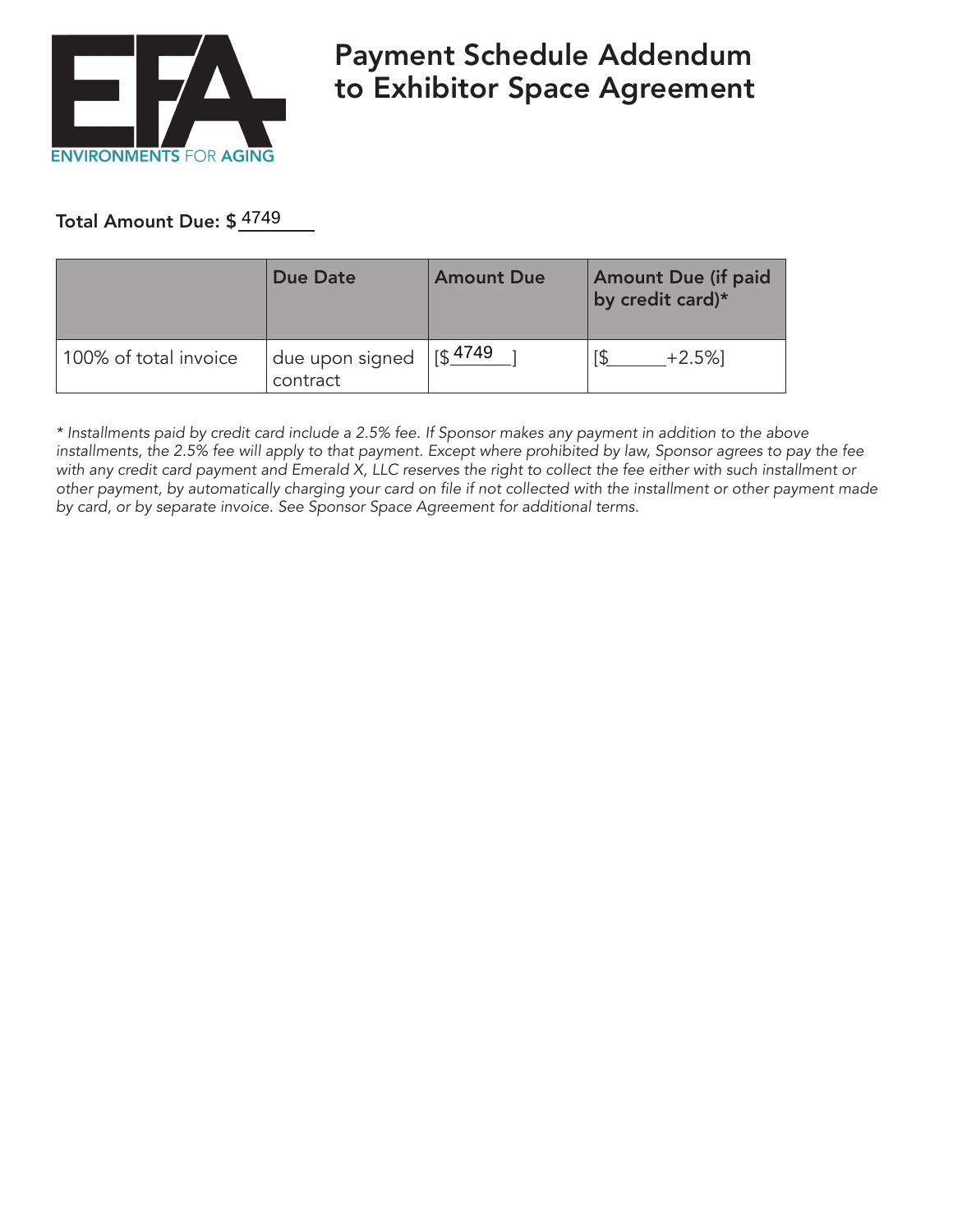ENVIRONMENTS FOR AGING

# Payment Schedule Addendum to Exhibitor Space Agreement

**Total Amount Due: $** 4749

| | **Due Date** | **Amount Due** | **Amount Due (if paid by credit card)*** |
|---|---|---|---|
| 100% of total invoice | due upon signed contract | [$ 4749 ] | [$______+2.5%] |

*\* Installments paid by credit card include a 2.5% fee. If Sponsor makes any payment in addition to the above installments, the 2.5% fee will apply to that payment. Except where prohibited by law, Sponsor agrees to pay the fee with any credit card payment and Emerald X, LLC reserves the right to collect the fee either with such installment or other payment, by automatically charging your card on file if not collected with the installment or other payment made by card, or by separate invoice. See Sponsor Space Agreement for additional terms.*